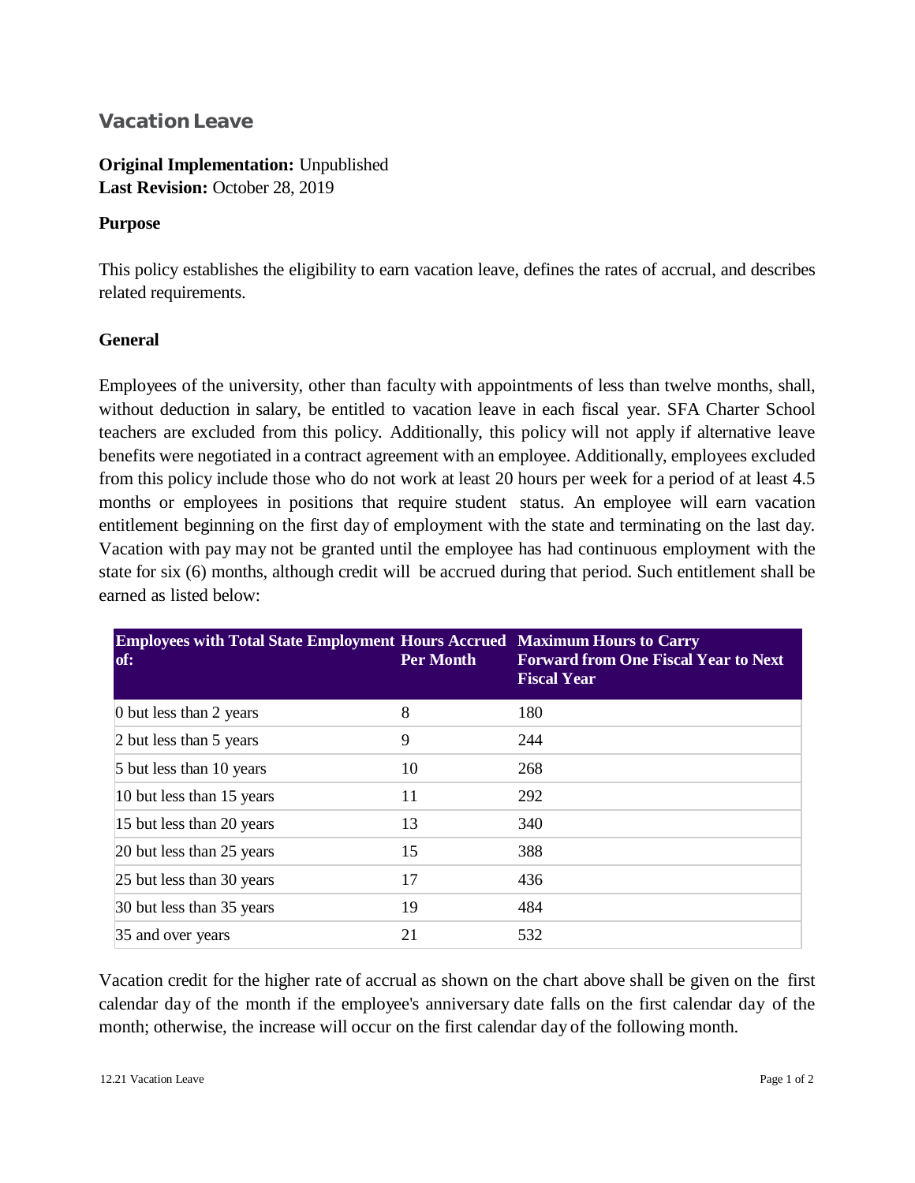## Vacation Leave

**Original Implementation:** Unpublished
**Last Revision:** October 28, 2019

**Purpose**

This policy establishes the eligibility to earn vacation leave, defines the rates of accrual, and describes related requirements.

**General**

Employees of the university, other than faculty with appointments of less than twelve months, shall, without deduction in salary, be entitled to vacation leave in each fiscal year. SFA Charter School teachers are excluded from this policy. Additionally, this policy will not apply if alternative leave benefits were negotiated in a contract agreement with an employee. Additionally, employees excluded from this policy include those who do not work at least 20 hours per week for a period of at least 4.5 months or employees in positions that require student status. An employee will earn vacation entitlement beginning on the first day of employment with the state and terminating on the last day. Vacation with pay may not be granted until the employee has had continuous employment with the state for six (6) months, although credit will be accrued during that period. Such entitlement shall be earned as listed below:

| Employees with Total State Employment of: | Hours Accrued Per Month | Maximum Hours to Carry Forward from One Fiscal Year to Next Fiscal Year |
|---|---|---|
| 0 but less than 2 years | 8 | 180 |
| 2 but less than 5 years | 9 | 244 |
| 5 but less than 10 years | 10 | 268 |
| 10 but less than 15 years | 11 | 292 |
| 15 but less than 20 years | 13 | 340 |
| 20 but less than 25 years | 15 | 388 |
| 25 but less than 30 years | 17 | 436 |
| 30 but less than 35 years | 19 | 484 |
| 35 and over years | 21 | 532 |

Vacation credit for the higher rate of accrual as shown on the chart above shall be given on the first calendar day of the month if the employee's anniversary date falls on the first calendar day of the month; otherwise, the increase will occur on the first calendar day of the following month.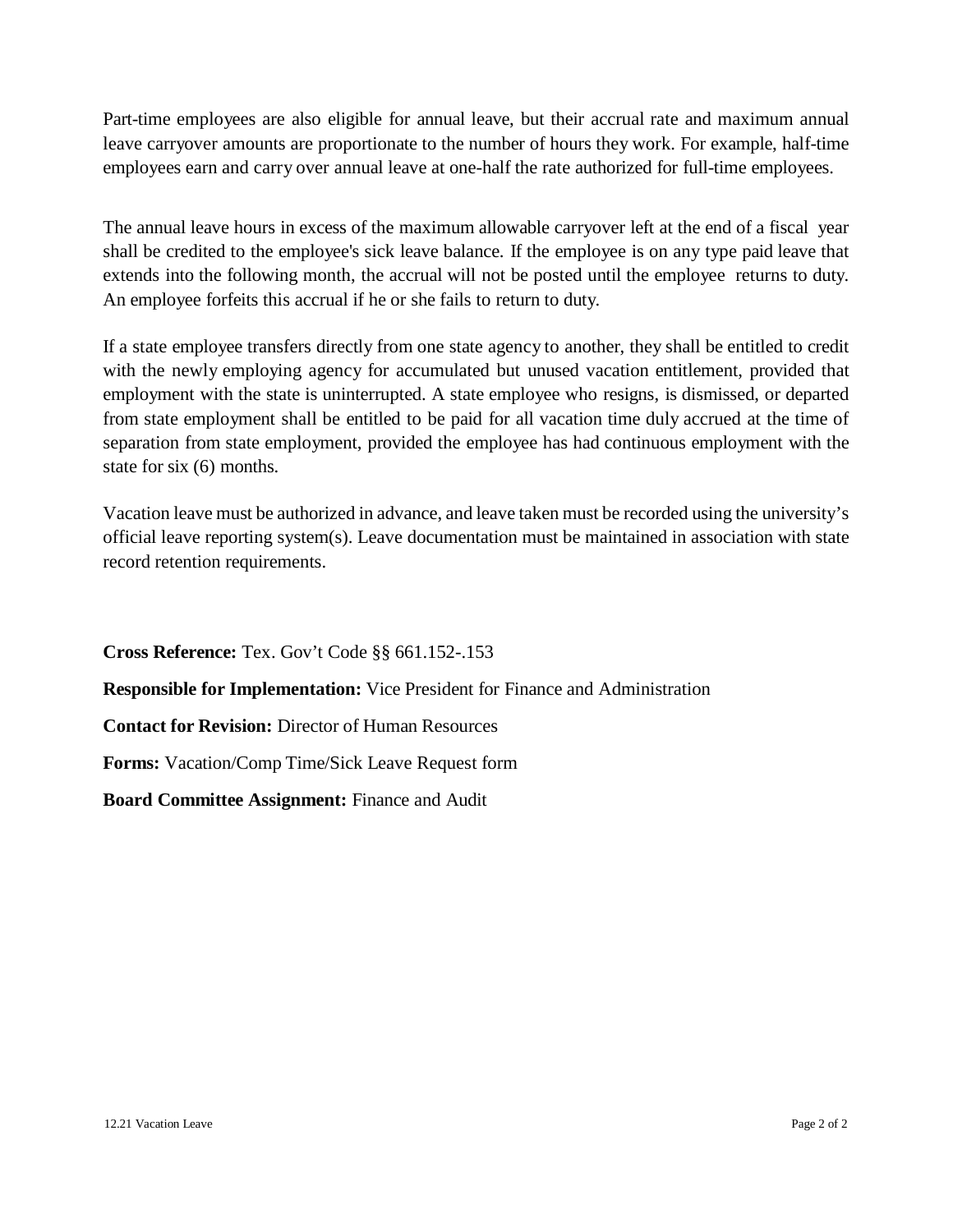Part-time employees are also eligible for annual leave, but their accrual rate and maximum annual leave carryover amounts are proportionate to the number of hours they work. For example, half-time employees earn and carry over annual leave at one-half the rate authorized for full-time employees.

The annual leave hours in excess of the maximum allowable carryover left at the end of a fiscal year shall be credited to the employee's sick leave balance. If the employee is on any type paid leave that extends into the following month, the accrual will not be posted until the employee returns to duty. An employee forfeits this accrual if he or she fails to return to duty.

If a state employee transfers directly from one state agency to another, they shall be entitled to credit with the newly employing agency for accumulated but unused vacation entitlement, provided that employment with the state is uninterrupted. A state employee who resigns, is dismissed, or departed from state employment shall be entitled to be paid for all vacation time duly accrued at the time of separation from state employment, provided the employee has had continuous employment with the state for six (6) months.

Vacation leave must be authorized in advance, and leave taken must be recorded using the university's official leave reporting system(s). Leave documentation must be maintained in association with state record retention requirements.

**Cross Reference:** Tex. Gov't Code §§ 661.152-.153

**Responsible for Implementation:** Vice President for Finance and Administration

**Contact for Revision:** Director of Human Resources

**Forms:** Vacation/Comp Time/Sick Leave Request form

**Board Committee Assignment:** Finance and Audit